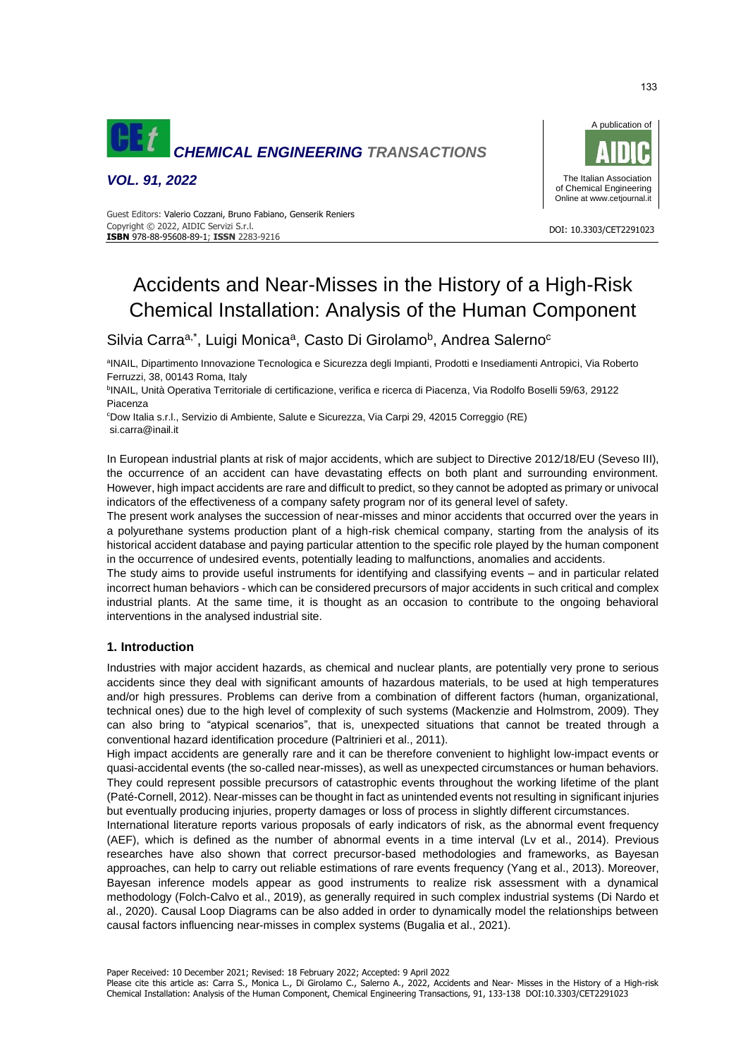# Accidents and Near-Misses in the History of a High-Risk Chemical Installation: Analysis of the Human Component

Silvia Carra[a,*], Luigi Monica[a], Casto Di Girolamo[b], Andrea Salerno[c]

[a]INAIL, Dipartimento Innovazione Tecnologica e Sicurezza degli Impianti, Prodotti e Insediamenti Antropici, Via Roberto Ferruzzi, 38, 00143 Roma, Italy

[b]INAIL, Unità Operativa Territoriale di certificazione, verifica e ricerca di Piacenza, Via Rodolfo Boselli 59/63, 29122 Piacenza

[c]Dow Italia s.r.l., Servizio di Ambiente, Salute e Sicurezza, Via Carpi 29, 42015 Correggio (RE)

si.carra@inail.it

In European industrial plants at risk of major accidents, which are subject to Directive 2012/18/EU (Seveso III), the occurrence of an accident can have devastating effects on both plant and surrounding environment. However, high impact accidents are rare and difficult to predict, so they cannot be adopted as primary or univocal indicators of the effectiveness of a company safety program nor of its general level of safety.

The present work analyses the succession of near-misses and minor accidents that occurred over the years in a polyurethane systems production plant of a high-risk chemical company, starting from the analysis of its historical accident database and paying particular attention to the specific role played by the human component in the occurrence of undesired events, potentially leading to malfunctions, anomalies and accidents.

The study aims to provide useful instruments for identifying and classifying events – and in particular related incorrect human behaviors - which can be considered precursors of major accidents in such critical and complex industrial plants. At the same time, it is thought as an occasion to contribute to the ongoing behavioral interventions in the analysed industrial site.

## 1. Introduction

Industries with major accident hazards, as chemical and nuclear plants, are potentially very prone to serious accidents since they deal with significant amounts of hazardous materials, to be used at high temperatures and/or high pressures. Problems can derive from a combination of different factors (human, organizational, technical ones) due to the high level of complexity of such systems (Mackenzie and Holmstrom, 2009). They can also bring to "atypical scenarios", that is, unexpected situations that cannot be treated through a conventional hazard identification procedure (Paltrinieri et al., 2011).

High impact accidents are generally rare and it can be therefore convenient to highlight low-impact events or quasi-accidental events (the so-called near-misses), as well as unexpected circumstances or human behaviors. They could represent possible precursors of catastrophic events throughout the working lifetime of the plant (Paté-Cornell, 2012). Near-misses can be thought in fact as unintended events not resulting in significant injuries but eventually producing injuries, property damages or loss of process in slightly different circumstances.

International literature reports various proposals of early indicators of risk, as the abnormal event frequency (AEF), which is defined as the number of abnormal events in a time interval (Lv et al., 2014). Previous researches have also shown that correct precursor-based methodologies and frameworks, as Bayesan approaches, can help to carry out reliable estimations of rare events frequency (Yang et al., 2013). Moreover, Bayesan inference models appear as good instruments to realize risk assessment with a dynamical methodology (Folch-Calvo et al., 2019), as generally required in such complex industrial systems (Di Nardo et al., 2020). Causal Loop Diagrams can be also added in order to dynamically model the relationships between causal factors influencing near-misses in complex systems (Bugalia et al., 2021).

Paper Received: 10 December 2021; Revised: 18 February 2022; Accepted: 9 April 2022

Please cite this article as: Carra S., Monica L., Di Girolamo C., Salerno A., 2022, Accidents and Near- Misses in the History of a High-risk Chemical Installation: Analysis of the Human Component, Chemical Engineering Transactions, 91, 133-138 DOI:10.3303/CET2291023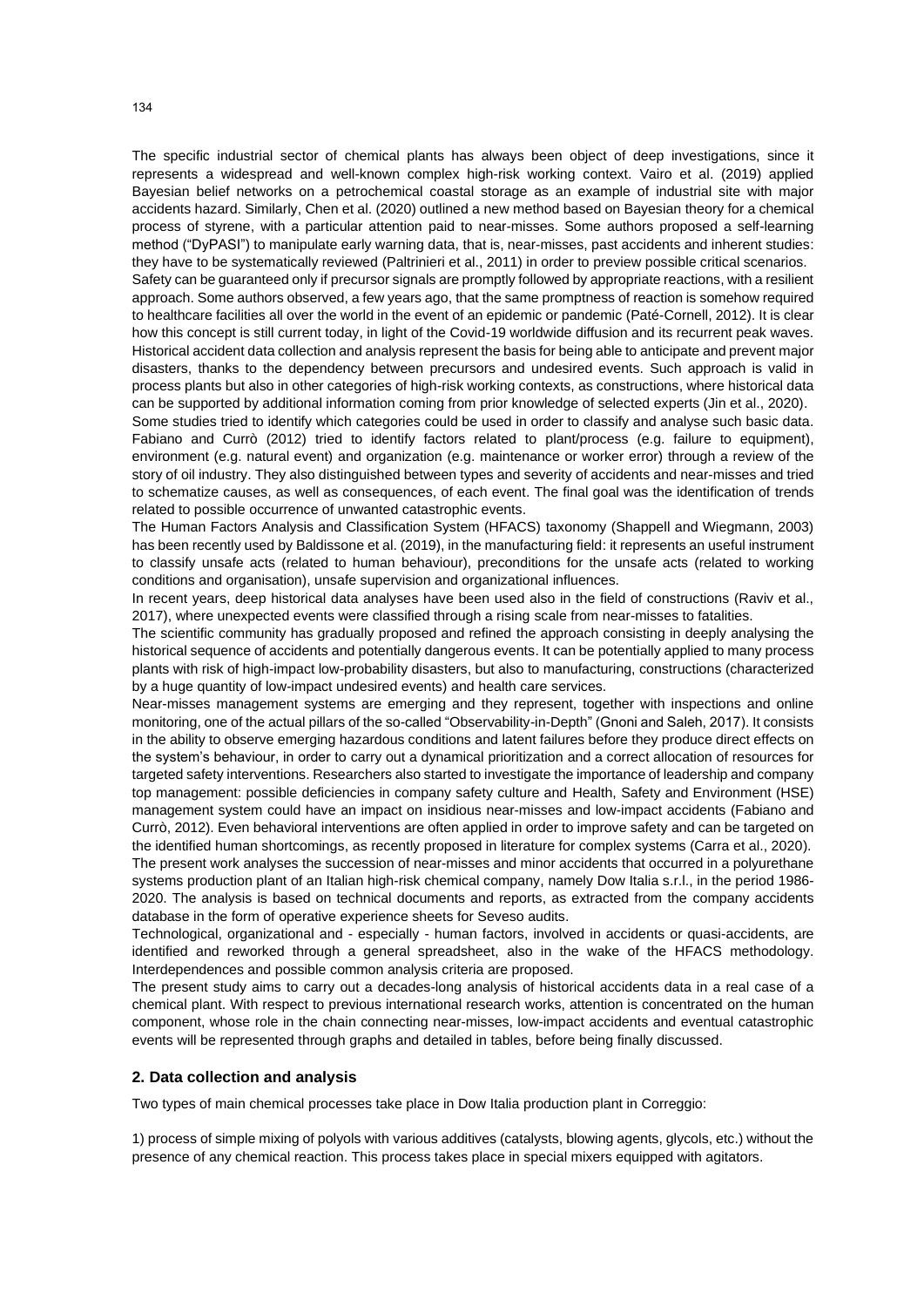The specific industrial sector of chemical plants has always been object of deep investigations, since it represents a widespread and well-known complex high-risk working context. Vairo et al. (2019) applied Bayesian belief networks on a petrochemical coastal storage as an example of industrial site with major accidents hazard. Similarly, Chen et al. (2020) outlined a new method based on Bayesian theory for a chemical process of styrene, with a particular attention paid to near-misses. Some authors proposed a self-learning method ("DyPASI") to manipulate early warning data, that is, near-misses, past accidents and inherent studies: they have to be systematically reviewed (Paltrinieri et al., 2011) in order to preview possible critical scenarios.

Safety can be guaranteed only if precursor signals are promptly followed by appropriate reactions, with a resilient approach. Some authors observed, a few years ago, that the same promptness of reaction is somehow required to healthcare facilities all over the world in the event of an epidemic or pandemic (Paté-Cornell, 2012). It is clear how this concept is still current today, in light of the Covid-19 worldwide diffusion and its recurrent peak waves. Historical accident data collection and analysis represent the basis for being able to anticipate and prevent major disasters, thanks to the dependency between precursors and undesired events. Such approach is valid in process plants but also in other categories of high-risk working contexts, as constructions, where historical data can be supported by additional information coming from prior knowledge of selected experts (Jin et al., 2020).

Some studies tried to identify which categories could be used in order to classify and analyse such basic data. Fabiano and Currò (2012) tried to identify factors related to plant/process (e.g. failure to equipment), environment (e.g. natural event) and organization (e.g. maintenance or worker error) through a review of the story of oil industry. They also distinguished between types and severity of accidents and near-misses and tried to schematize causes, as well as consequences, of each event. The final goal was the identification of trends related to possible occurrence of unwanted catastrophic events.

The Human Factors Analysis and Classification System (HFACS) taxonomy (Shappell and Wiegmann, 2003) has been recently used by Baldissone et al. (2019), in the manufacturing field: it represents an useful instrument to classify unsafe acts (related to human behaviour), preconditions for the unsafe acts (related to working conditions and organisation), unsafe supervision and organizational influences.

In recent years, deep historical data analyses have been used also in the field of constructions (Raviv et al., 2017), where unexpected events were classified through a rising scale from near-misses to fatalities.

The scientific community has gradually proposed and refined the approach consisting in deeply analysing the historical sequence of accidents and potentially dangerous events. It can be potentially applied to many process plants with risk of high-impact low-probability disasters, but also to manufacturing, constructions (characterized by a huge quantity of low-impact undesired events) and health care services.

Near-misses management systems are emerging and they represent, together with inspections and online monitoring, one of the actual pillars of the so-called "Observability-in-Depth" (Gnoni and Saleh, 2017). It consists in the ability to observe emerging hazardous conditions and latent failures before they produce direct effects on the system's behaviour, in order to carry out a dynamical prioritization and a correct allocation of resources for targeted safety interventions. Researchers also started to investigate the importance of leadership and company top management: possible deficiencies in company safety culture and Health, Safety and Environment (HSE) management system could have an impact on insidious near-misses and low-impact accidents (Fabiano and Currò, 2012). Even behavioral interventions are often applied in order to improve safety and can be targeted on the identified human shortcomings, as recently proposed in literature for complex systems (Carra et al., 2020).

The present work analyses the succession of near-misses and minor accidents that occurred in a polyurethane systems production plant of an Italian high-risk chemical company, namely Dow Italia s.r.l., in the period 1986-2020. The analysis is based on technical documents and reports, as extracted from the company accidents database in the form of operative experience sheets for Seveso audits.

Technological, organizational and - especially - human factors, involved in accidents or quasi-accidents, are identified and reworked through a general spreadsheet, also in the wake of the HFACS methodology. Interdependences and possible common analysis criteria are proposed.

The present study aims to carry out a decades-long analysis of historical accidents data in a real case of a chemical plant. With respect to previous international research works, attention is concentrated on the human component, whose role in the chain connecting near-misses, low-impact accidents and eventual catastrophic events will be represented through graphs and detailed in tables, before being finally discussed.

## 2. Data collection and analysis

Two types of main chemical processes take place in Dow Italia production plant in Correggio:

1) process of simple mixing of polyols with various additives (catalysts, blowing agents, glycols, etc.) without the presence of any chemical reaction. This process takes place in special mixers equipped with agitators.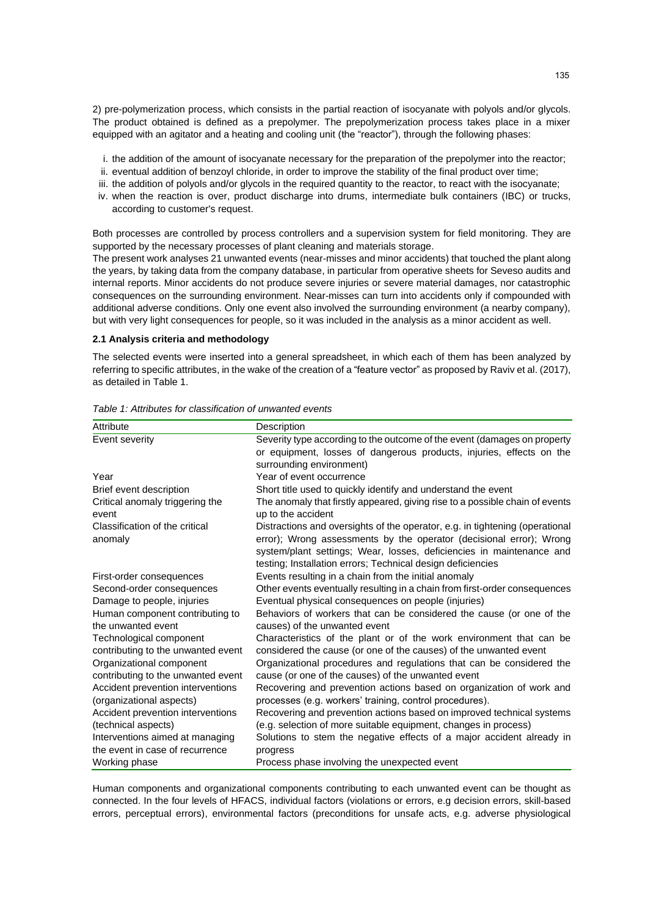2) pre-polymerization process, which consists in the partial reaction of isocyanate with polyols and/or glycols. The product obtained is defined as a prepolymer. The prepolymerization process takes place in a mixer equipped with an agitator and a heating and cooling unit (the "reactor"), through the following phases:

i. the addition of the amount of isocyanate necessary for the preparation of the prepolymer into the reactor;
ii. eventual addition of benzoyl chloride, in order to improve the stability of the final product over time;
iii. the addition of polyols and/or glycols in the required quantity to the reactor, to react with the isocyanate;
iv. when the reaction is over, product discharge into drums, intermediate bulk containers (IBC) or trucks, according to customer's request.

Both processes are controlled by process controllers and a supervision system for field monitoring. They are supported by the necessary processes of plant cleaning and materials storage.
The present work analyses 21 unwanted events (near-misses and minor accidents) that touched the plant along the years, by taking data from the company database, in particular from operative sheets for Seveso audits and internal reports. Minor accidents do not produce severe injuries or severe material damages, nor catastrophic consequences on the surrounding environment. Near-misses can turn into accidents only if compounded with additional adverse conditions. Only one event also involved the surrounding environment (a nearby company), but with very light consequences for people, so it was included in the analysis as a minor accident as well.

### 2.1 Analysis criteria and methodology

The selected events were inserted into a general spreadsheet, in which each of them has been analyzed by referring to specific attributes, in the wake of the creation of a "feature vector" as proposed by Raviv et al. (2017), as detailed in Table 1.

*Table 1: Attributes for classification of unwanted events*

| Attribute | Description |
|---|---|
| Event severity | Severity type according to the outcome of the event (damages on property or equipment, losses of dangerous products, injuries, effects on the surrounding environment) |
| Year | Year of event occurrence |
| Brief event description | Short title used to quickly identify and understand the event |
| Critical anomaly triggering the event | The anomaly that firstly appeared, giving rise to a possible chain of events up to the accident |
| Classification of the critical anomaly | Distractions and oversights of the operator, e.g. in tightening (operational error); Wrong assessments by the operator (decisional error); Wrong system/plant settings; Wear, losses, deficiencies in maintenance and testing; Installation errors; Technical design deficiencies |
| First-order consequences | Events resulting in a chain from the initial anomaly |
| Second-order consequences | Other events eventually resulting in a chain from first-order consequences |
| Damage to people, injuries | Eventual physical consequences on people (injuries) |
| Human component contributing to the unwanted event | Behaviors of workers that can be considered the cause (or one of the causes) of the unwanted event |
| Technological component contributing to the unwanted event | Characteristics of the plant or of the work environment that can be considered the cause (or one of the causes) of the unwanted event |
| Organizational component contributing to the unwanted event | Organizational procedures and regulations that can be considered the cause (or one of the causes) of the unwanted event |
| Accident prevention interventions (organizational aspects) | Recovering and prevention actions based on organization of work and processes (e.g. workers' training, control procedures). |
| Accident prevention interventions (technical aspects) | Recovering and prevention actions based on improved technical systems (e.g. selection of more suitable equipment, changes in process) |
| Interventions aimed at managing the event in case of recurrence | Solutions to stem the negative effects of a major accident already in progress |
| Working phase | Process phase involving the unexpected event |

Human components and organizational components contributing to each unwanted event can be thought as connected. In the four levels of HFACS, individual factors (violations or errors, e.g decision errors, skill-based errors, perceptual errors), environmental factors (preconditions for unsafe acts, e.g. adverse physiological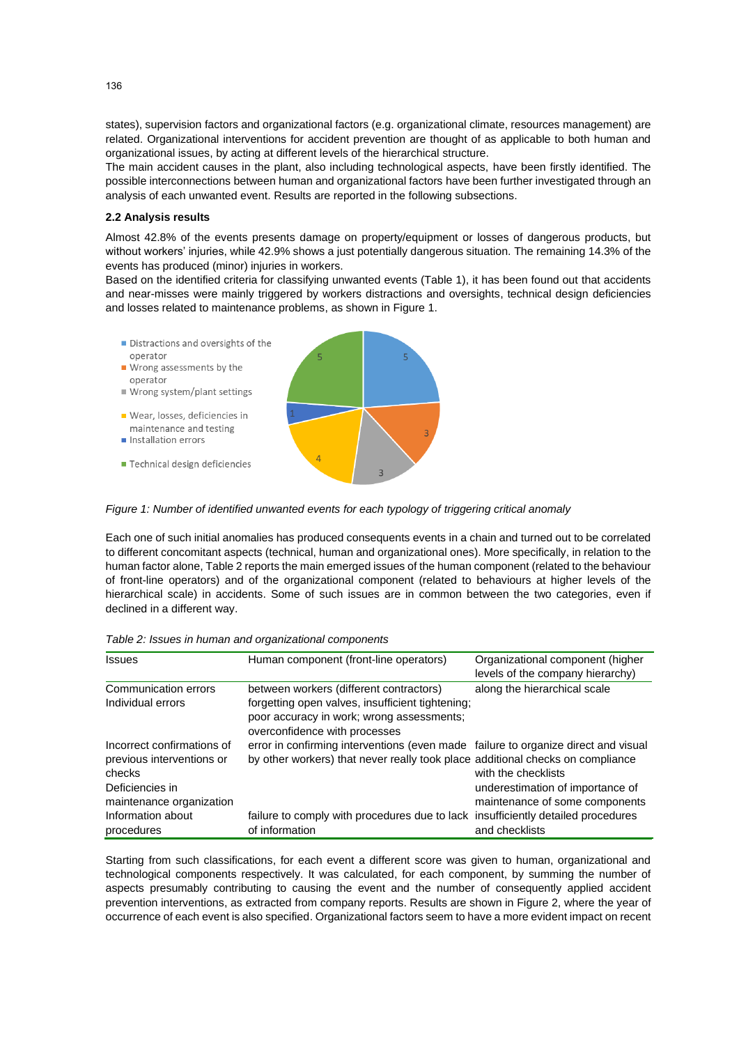states), supervision factors and organizational factors (e.g. organizational climate, resources management) are related. Organizational interventions for accident prevention are thought of as applicable to both human and organizational issues, by acting at different levels of the hierarchical structure.

The main accident causes in the plant, also including technological aspects, have been firstly identified. The possible interconnections between human and organizational factors have been further investigated through an analysis of each unwanted event. Results are reported in the following subsections.

### 2.2 Analysis results

Almost 42.8% of the events presents damage on property/equipment or losses of dangerous products, but without workers' injuries, while 42.9% shows a just potentially dangerous situation. The remaining 14.3% of the events has produced (minor) injuries in workers.

Based on the identified criteria for classifying unwanted events (Table 1), it has been found out that accidents and near-misses were mainly triggered by workers distractions and oversights, technical design deficiencies and losses related to maintenance problems, as shown in Figure 1.

- Distractions and oversights of the operator: 5
- Wrong assessments by the operator: 3
- Wrong system/plant settings: 3
- Wear, losses, deficiencies in maintenance and testing: 4
- Installation errors: 1
- Technical design deficiencies: 5

*Figure 1: Number of identified unwanted events for each typology of triggering critical anomaly*

Each one of such initial anomalies has produced consequents events in a chain and turned out to be correlated to different concomitant aspects (technical, human and organizational ones). More specifically, in relation to the human factor alone, Table 2 reports the main emerged issues of the human component (related to the behaviour of front-line operators) and of the organizational component (related to behaviours at higher levels of the hierarchical scale) in accidents. Some of such issues are in common between the two categories, even if declined in a different way.

*Table 2: Issues in human and organizational components*

| Issues | Human component (front-line operators) | Organizational component (higher levels of the company hierarchy) |
|---|---|---|
| Communication errors | between workers (different contractors) | along the hierarchical scale |
| Individual errors | forgetting open valves, insufficient tightening; poor accuracy in work; wrong assessments; overconfidence with processes | |
| Incorrect confirmations of previous interventions or checks | error in confirming interventions (even made by other workers) that never really took place | failure to organize direct and visual additional checks on compliance with the checklists |
| Deficiencies in maintenance organization | | underestimation of importance of maintenance of some components |
| Information about procedures | failure to comply with procedures due to lack of information | insufficiently detailed procedures and checklists |

Starting from such classifications, for each event a different score was given to human, organizational and technological components respectively. It was calculated, for each component, by summing the number of aspects presumably contributing to causing the event and the number of consequently applied accident prevention interventions, as extracted from company reports. Results are shown in Figure 2, where the year of occurrence of each event is also specified. Organizational factors seem to have a more evident impact on recent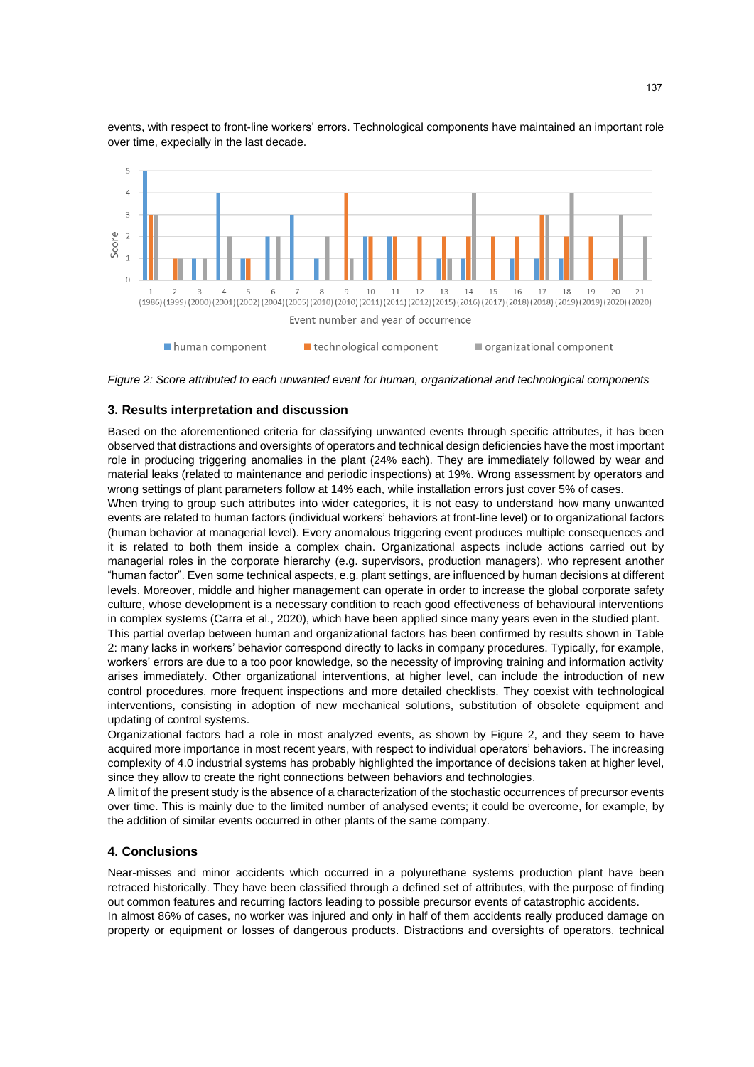events, with respect to front-line workers' errors. Technological components have maintained an important role over time, expecially in the last decade.

*Figure 2: Score attributed to each unwanted event for human, organizational and technological components*

## 3. Results interpretation and discussion

Based on the aforementioned criteria for classifying unwanted events through specific attributes, it has been observed that distractions and oversights of operators and technical design deficiencies have the most important role in producing triggering anomalies in the plant (24% each). They are immediately followed by wear and material leaks (related to maintenance and periodic inspections) at 19%. Wrong assessment by operators and wrong settings of plant parameters follow at 14% each, while installation errors just cover 5% of cases.

When trying to group such attributes into wider categories, it is not easy to understand how many unwanted events are related to human factors (individual workers' behaviors at front-line level) or to organizational factors (human behavior at managerial level). Every anomalous triggering event produces multiple consequences and it is related to both them inside a complex chain. Organizational aspects include actions carried out by managerial roles in the corporate hierarchy (e.g. supervisors, production managers), who represent another "human factor". Even some technical aspects, e.g. plant settings, are influenced by human decisions at different levels. Moreover, middle and higher management can operate in order to increase the global corporate safety culture, whose development is a necessary condition to reach good effectiveness of behavioural interventions in complex systems (Carra et al., 2020), which have been applied since many years even in the studied plant.

This partial overlap between human and organizational factors has been confirmed by results shown in Table 2: many lacks in workers' behavior correspond directly to lacks in company procedures. Typically, for example, workers' errors are due to a too poor knowledge, so the necessity of improving training and information activity arises immediately. Other organizational interventions, at higher level, can include the introduction of new control procedures, more frequent inspections and more detailed checklists. They coexist with technological interventions, consisting in adoption of new mechanical solutions, substitution of obsolete equipment and updating of control systems.

Organizational factors had a role in most analyzed events, as shown by Figure 2, and they seem to have acquired more importance in most recent years, with respect to individual operators' behaviors. The increasing complexity of 4.0 industrial systems has probably highlighted the importance of decisions taken at higher level, since they allow to create the right connections between behaviors and technologies.

A limit of the present study is the absence of a characterization of the stochastic occurrences of precursor events over time. This is mainly due to the limited number of analysed events; it could be overcome, for example, by the addition of similar events occurred in other plants of the same company.

## 4. Conclusions

Near-misses and minor accidents which occurred in a polyurethane systems production plant have been retraced historically. They have been classified through a defined set of attributes, with the purpose of finding out common features and recurring factors leading to possible precursor events of catastrophic accidents.

In almost 86% of cases, no worker was injured and only in half of them accidents really produced damage on property or equipment or losses of dangerous products. Distractions and oversights of operators, technical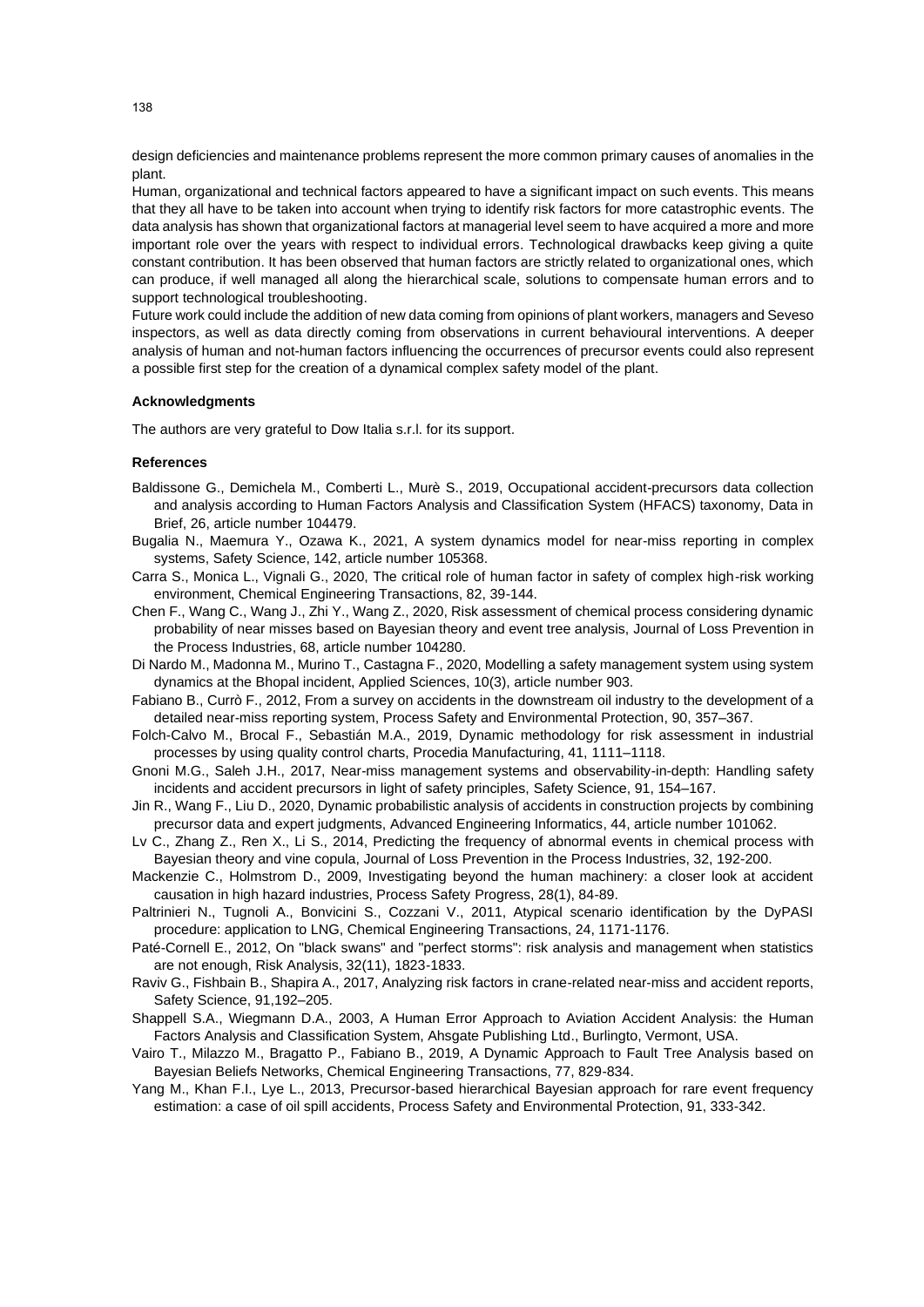design deficiencies and maintenance problems represent the more common primary causes of anomalies in the plant.

Human, organizational and technical factors appeared to have a significant impact on such events. This means that they all have to be taken into account when trying to identify risk factors for more catastrophic events. The data analysis has shown that organizational factors at managerial level seem to have acquired a more and more important role over the years with respect to individual errors. Technological drawbacks keep giving a quite constant contribution. It has been observed that human factors are strictly related to organizational ones, which can produce, if well managed all along the hierarchical scale, solutions to compensate human errors and to support technological troubleshooting.

Future work could include the addition of new data coming from opinions of plant workers, managers and Seveso inspectors, as well as data directly coming from observations in current behavioural interventions. A deeper analysis of human and not-human factors influencing the occurrences of precursor events could also represent a possible first step for the creation of a dynamical complex safety model of the plant.

## Acknowledgments

The authors are very grateful to Dow Italia s.r.l. for its support.

## References

Baldissone G., Demichela M., Comberti L., Murè S., 2019, Occupational accident-precursors data collection and analysis according to Human Factors Analysis and Classification System (HFACS) taxonomy, Data in Brief, 26, article number 104479.

Bugalia N., Maemura Y., Ozawa K., 2021, A system dynamics model for near-miss reporting in complex systems, Safety Science, 142, article number 105368.

Carra S., Monica L., Vignali G., 2020, The critical role of human factor in safety of complex high-risk working environment, Chemical Engineering Transactions, 82, 39-144.

Chen F., Wang C., Wang J., Zhi Y., Wang Z., 2020, Risk assessment of chemical process considering dynamic probability of near misses based on Bayesian theory and event tree analysis, Journal of Loss Prevention in the Process Industries, 68, article number 104280.

Di Nardo M., Madonna M., Murino T., Castagna F., 2020, Modelling a safety management system using system dynamics at the Bhopal incident, Applied Sciences, 10(3), article number 903.

Fabiano B., Currò F., 2012, From a survey on accidents in the downstream oil industry to the development of a detailed near-miss reporting system, Process Safety and Environmental Protection, 90, 357–367.

Folch-Calvo M., Brocal F., Sebastián M.A., 2019, Dynamic methodology for risk assessment in industrial processes by using quality control charts, Procedia Manufacturing, 41, 1111–1118.

Gnoni M.G., Saleh J.H., 2017, Near-miss management systems and observability-in-depth: Handling safety incidents and accident precursors in light of safety principles, Safety Science, 91, 154–167.

Jin R., Wang F., Liu D., 2020, Dynamic probabilistic analysis of accidents in construction projects by combining precursor data and expert judgments, Advanced Engineering Informatics, 44, article number 101062.

Lv C., Zhang Z., Ren X., Li S., 2014, Predicting the frequency of abnormal events in chemical process with Bayesian theory and vine copula, Journal of Loss Prevention in the Process Industries, 32, 192-200.

Mackenzie C., Holmstrom D., 2009, Investigating beyond the human machinery: a closer look at accident causation in high hazard industries, Process Safety Progress, 28(1), 84-89.

Paltrinieri N., Tugnoli A., Bonvicini S., Cozzani V., 2011, Atypical scenario identification by the DyPASI procedure: application to LNG, Chemical Engineering Transactions, 24, 1171-1176.

Paté-Cornell E., 2012, On "black swans" and "perfect storms": risk analysis and management when statistics are not enough, Risk Analysis, 32(11), 1823-1833.

Raviv G., Fishbain B., Shapira A., 2017, Analyzing risk factors in crane-related near-miss and accident reports, Safety Science, 91,192–205.

Shappell S.A., Wiegmann D.A., 2003, A Human Error Approach to Aviation Accident Analysis: the Human Factors Analysis and Classification System, Ahsgate Publishing Ltd., Burlingto, Vermont, USA.

Vairo T., Milazzo M., Bragatto P., Fabiano B., 2019, A Dynamic Approach to Fault Tree Analysis based on Bayesian Beliefs Networks, Chemical Engineering Transactions, 77, 829-834.

Yang M., Khan F.I., Lye L., 2013, Precursor-based hierarchical Bayesian approach for rare event frequency estimation: a case of oil spill accidents, Process Safety and Environmental Protection, 91, 333-342.